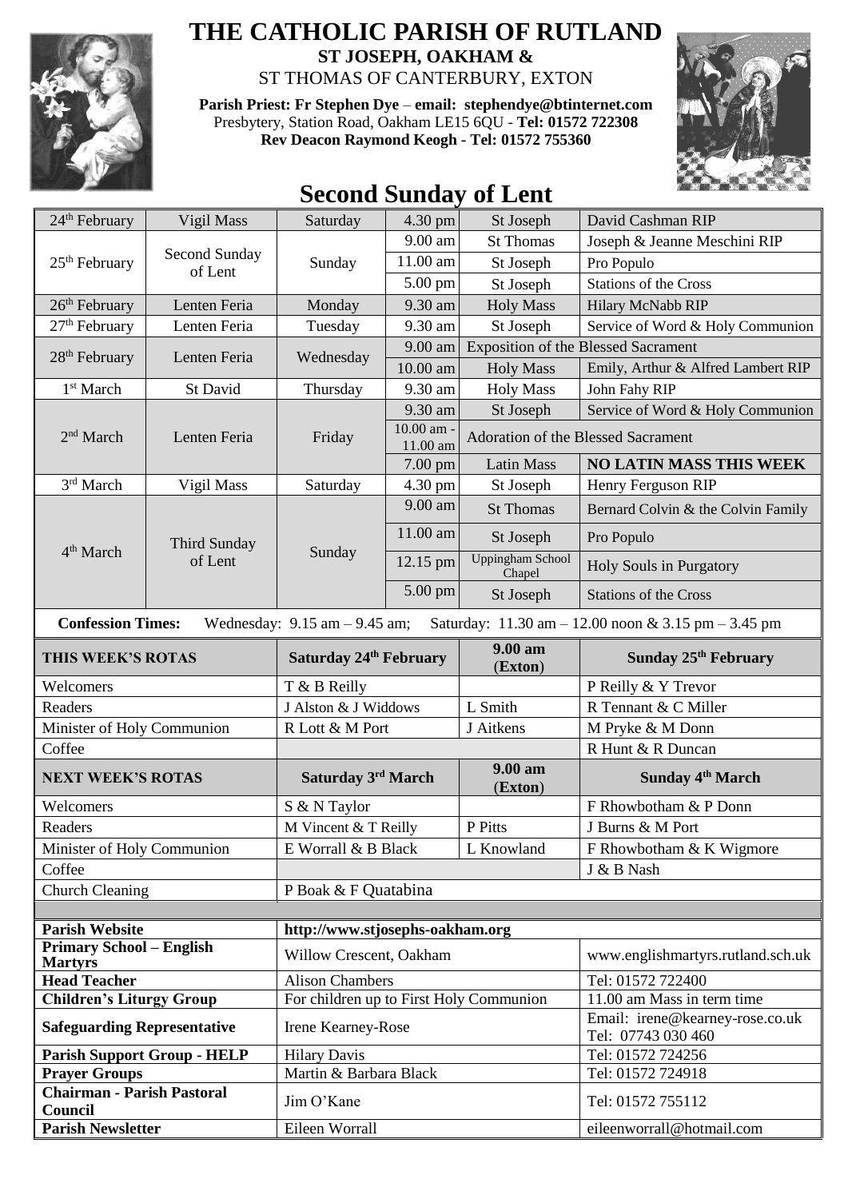# THE CATHOLIC PARISH OF RUTLAND

**ST JOSEPH, OAKHAM &**

ST THOMAS OF CANTERBURY, EXTON

**Parish Priest: Fr Stephen Dye** – **email: stephendye@btinternet.com**
Presbytery, Station Road, Oakham LE15 6QU - **Tel: 01572 722308**
**Rev Deacon Raymond Keogh - Tel: 01572 755360**

## Second Sunday of Lent

| Date | Day | | Time | Place | Intention |
|---|---|---|---|---|---|
| 24th February | Vigil Mass | Saturday | 4.30 pm | St Joseph | David Cashman RIP |
| 25th February | Second Sunday of Lent | Sunday | 9.00 am | St Thomas | Joseph & Jeanne Meschini RIP |
| | | | 11.00 am | St Joseph | Pro Populo |
| | | | 5.00 pm | St Joseph | Stations of the Cross |
| 26th February | Lenten Feria | Monday | 9.30 am | Holy Mass | Hilary McNabb RIP |
| 27th February | Lenten Feria | Tuesday | 9.30 am | St Joseph | Service of Word & Holy Communion |
| 28th February | Lenten Feria | Wednesday | 9.00 am | Exposition of the Blessed Sacrament | |
| | | | 10.00 am | Holy Mass | Emily, Arthur & Alfred Lambert RIP |
| 1st March | St David | Thursday | 9.30 am | Holy Mass | John Fahy RIP |
| 2nd March | Lenten Feria | Friday | 9.30 am | St Joseph | Service of Word & Holy Communion |
| | | | 10.00 am - 11.00 am | Adoration of the Blessed Sacrament | |
| | | | 7.00 pm | Latin Mass | **NO LATIN MASS THIS WEEK** |
| 3rd March | Vigil Mass | Saturday | 4.30 pm | St Joseph | Henry Ferguson RIP |
| 4th March | Third Sunday of Lent | Sunday | 9.00 am | St Thomas | Bernard Colvin & the Colvin Family |
| | | | 11.00 am | St Joseph | Pro Populo |
| | | | 12.15 pm | Uppingham School Chapel | Holy Souls in Purgatory |
| | | | 5.00 pm | St Joseph | Stations of the Cross |

**Confession Times:** Wednesday: 9.15 am – 9.45 am; Saturday: 11.30 am – 12.00 noon & 3.15 pm – 3.45 pm

| **THIS WEEK'S ROTAS** | **Saturday 24th February** | **9.00 am (Exton)** | **Sunday 25th February** |
|---|---|---|---|
| Welcomers | T & B Reilly | | P Reilly & Y Trevor |
| Readers | J Alston & J Widdows | L Smith | R Tennant & C Miller |
| Minister of Holy Communion | R Lott & M Port | J Aitkens | M Pryke & M Donn |
| Coffee | | | R Hunt & R Duncan |
| **NEXT WEEK'S ROTAS** | **Saturday 3rd March** | **9.00 am (Exton)** | **Sunday 4th March** |
| Welcomers | S & N Taylor | | F Rhowbotham & P Donn |
| Readers | M Vincent & T Reilly | P Pitts | J Burns & M Port |
| Minister of Holy Communion | E Worrall & B Black | L Knowland | F Rhowbotham & K Wigmore |
| Coffee | | | J & B Nash |
| Church Cleaning | P Boak & F Quatabina | | |

| | | |
|---|---|---|
| **Parish Website** | http://www.stjosephs-oakham.org | |
| **Primary School – English Martyrs** | Willow Crescent, Oakham | www.englishmartyrs.rutland.sch.uk |
| **Head Teacher** | Alison Chambers | Tel: 01572 722400 |
| **Children's Liturgy Group** | For children up to First Holy Communion | 11.00 am Mass in term time |
| **Safeguarding Representative** | Irene Kearney-Rose | Email: irene@kearney-rose.co.uk Tel: 07743 030 460 |
| **Parish Support Group - HELP** | Hilary Davis | Tel: 01572 724256 |
| **Prayer Groups** | Martin & Barbara Black | Tel: 01572 724918 |
| **Chairman - Parish Pastoral Council** | Jim O'Kane | Tel: 01572 755112 |
| **Parish Newsletter** | Eileen Worrall | eileenworrall@hotmail.com |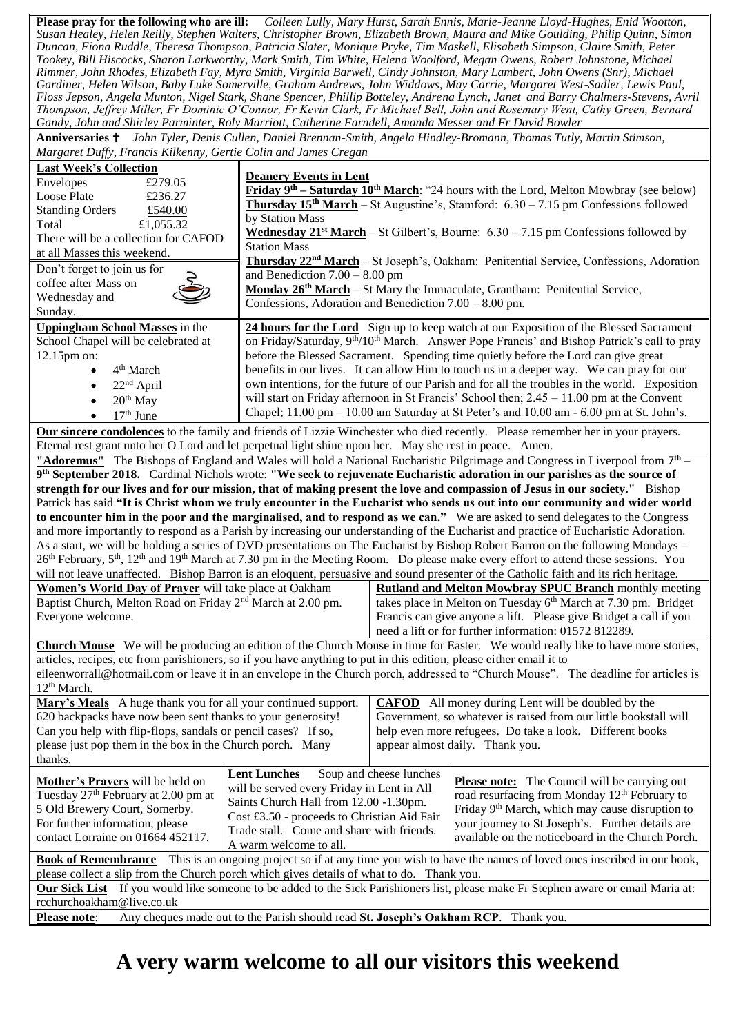**Please pray for the following who are ill:** *Colleen Lully, Mary Hurst, Sarah Ennis, Marie-Jeanne Lloyd-Hughes, Enid Wootton, Susan Healey, Helen Reilly, Stephen Walters, Christopher Brown, Elizabeth Brown, Maura and Mike Goulding, Philip Quinn, Simon Duncan, Fiona Ruddle, Theresa Thompson, Patricia Slater, Monique Pryke, Tim Maskell, Elisabeth Simpson, Claire Smith, Peter Tookey, Bill Hiscocks, Sharon Larkworthy, Mark Smith, Tim White, Helena Woolford, Megan Owens, Robert Johnstone, Michael Rimmer, John Rhodes, Elizabeth Fay, Myra Smith, Virginia Barwell, Cindy Johnston, Mary Lambert, John Owens (Snr), Michael Gardiner, Helen Wilson, Baby Luke Somerville, Graham Andrews, John Widdows, May Carrie, Margaret West-Sadler, Lewis Paul, Floss Jepson, Angela Munton, Nigel Stark, Shane Spencer, Phillip Botteley, Andrena Lynch, Janet and Barry Chalmers-Stevens, Avril Thompson, Jeffrey Miller, Fr Dominic O'Connor, Fr Kevin Clark, Fr Michael Bell, John and Rosemary Went, Cathy Green, Bernard Gandy, John and Shirley Parminter, Roly Marriott, Catherine Farndell, Amanda Messer and Fr David Bowler*

**Anniversaries ✝** *John Tyler, Denis Cullen, Daniel Brennan-Smith, Angela Hindley-Bromann, Thomas Tutly, Martin Stimson, Margaret Duffy, Francis Kilkenny, Gertie Colin and James Cregan*

**Last Week's Collection**

| | |
|---|---|
| Envelopes | £279.05 |
| Loose Plate | £236.27 |
| Standing Orders | £540.00 |
| Total | £1,055.32 |

There will be a collection for CAFOD at all Masses this weekend.

Don't forget to join us for coffee after Mass on Wednesday and Sunday.

**Deanery Events in Lent**

**Friday 9th – Saturday 10th March**: "24 hours with the Lord, Melton Mowbray (see below)

**Thursday 15th March** – St Augustine's, Stamford: 6.30 – 7.15 pm Confessions followed by Station Mass

**Wednesday 21st March** – St Gilbert's, Bourne: 6.30 – 7.15 pm Confessions followed by Station Mass

**Thursday 22nd March** – St Joseph's, Oakham: Penitential Service, Confessions, Adoration and Benediction 7.00 – 8.00 pm

**Monday 26th March** – St Mary the Immaculate, Grantham: Penitential Service, Confessions, Adoration and Benediction 7.00 – 8.00 pm.

**Uppingham School Masses** in the School Chapel will be celebrated at 12.15pm on:

- 4th March
- 22nd April
- 20th May
- 17th June

**24 hours for the Lord** Sign up to keep watch at our Exposition of the Blessed Sacrament on Friday/Saturday, 9th/10th March. Answer Pope Francis' and Bishop Patrick's call to pray before the Blessed Sacrament. Spending time quietly before the Lord can give great benefits in our lives. It can allow Him to touch us in a deeper way. We can pray for our own intentions, for the future of our Parish and for all the troubles in the world. Exposition will start on Friday afternoon in St Francis' School then; 2.45 – 11.00 pm at the Convent Chapel; 11.00 pm – 10.00 am Saturday at St Peter's and 10.00 am - 6.00 pm at St. John's.

**Our sincere condolences** to the family and friends of Lizzie Winchester who died recently. Please remember her in your prayers. Eternal rest grant unto her O Lord and let perpetual light shine upon her. May she rest in peace. Amen.

**"Adoremus"** The Bishops of England and Wales will hold a National Eucharistic Pilgrimage and Congress in Liverpool from **7th – 9th September 2018.** Cardinal Nichols wrote: **"We seek to rejuvenate Eucharistic adoration in our parishes as the source of strength for our lives and for our mission, that of making present the love and compassion of Jesus in our society."** Bishop Patrick has said **"It is Christ whom we truly encounter in the Eucharist who sends us out into our community and wider world to encounter him in the poor and the marginalised, and to respond as we can."** We are asked to send delegates to the Congress and more importantly to respond as a Parish by increasing our understanding of the Eucharist and practice of Eucharistic Adoration. As a start, we will be holding a series of DVD presentations on The Eucharist by Bishop Robert Barron on the following Mondays – 26th February, 5th, 12th and 19th March at 7.30 pm in the Meeting Room. Do please make every effort to attend these sessions. You will not leave unaffected. Bishop Barron is an eloquent, persuasive and sound presenter of the Catholic faith and its rich heritage.

**Women's World Day of Prayer** will take place at Oakham Baptist Church, Melton Road on Friday 2nd March at 2.00 pm. Everyone welcome.

**Rutland and Melton Mowbray SPUC Branch** monthly meeting takes place in Melton on Tuesday 6th March at 7.30 pm. Bridget Francis can give anyone a lift. Please give Bridget a call if you need a lift or for further information: 01572 812289.

**Church Mouse** We will be producing an edition of the Church Mouse in time for Easter. We would really like to have more stories, articles, recipes, etc from parishioners, so if you have anything to put in this edition, please either email it to eileenworrall@hotmail.com or leave it in an envelope in the Church porch, addressed to "Church Mouse". The deadline for articles is 12th March.

**Mary's Meals** A huge thank you for all your continued support. 620 backpacks have now been sent thanks to your generosity! Can you help with flip-flops, sandals or pencil cases? If so, please just pop them in the box in the Church porch. Many thanks.

**CAFOD** All money during Lent will be doubled by the Government, so whatever is raised from our little bookstall will help even more refugees. Do take a look. Different books appear almost daily. Thank you.

**Mother's Prayers** will be held on Tuesday 27th February at 2.00 pm at 5 Old Brewery Court, Somerby. For further information, please contact Lorraine on 01664 452117.

**Lent Lunches** Soup and cheese lunches will be served every Friday in Lent in All Saints Church Hall from 12.00 -1.30pm. Cost £3.50 - proceeds to Christian Aid Fair Trade stall. Come and share with friends. A warm welcome to all.

**Please note:** The Council will be carrying out road resurfacing from Monday 12th February to Friday 9th March, which may cause disruption to your journey to St Joseph's. Further details are available on the noticeboard in the Church Porch.

**Book of Remembrance** This is an ongoing project so if at any time you wish to have the names of loved ones inscribed in our book, please collect a slip from the Church porch which gives details of what to do. Thank you.

**Our Sick List** If you would like someone to be added to the Sick Parishioners list, please make Fr Stephen aware or email Maria at: rcchurchoakham@live.co.uk

**Please note**: Any cheques made out to the Parish should read **St. Joseph's Oakham RCP**. Thank you.

# A very warm welcome to all our visitors this weekend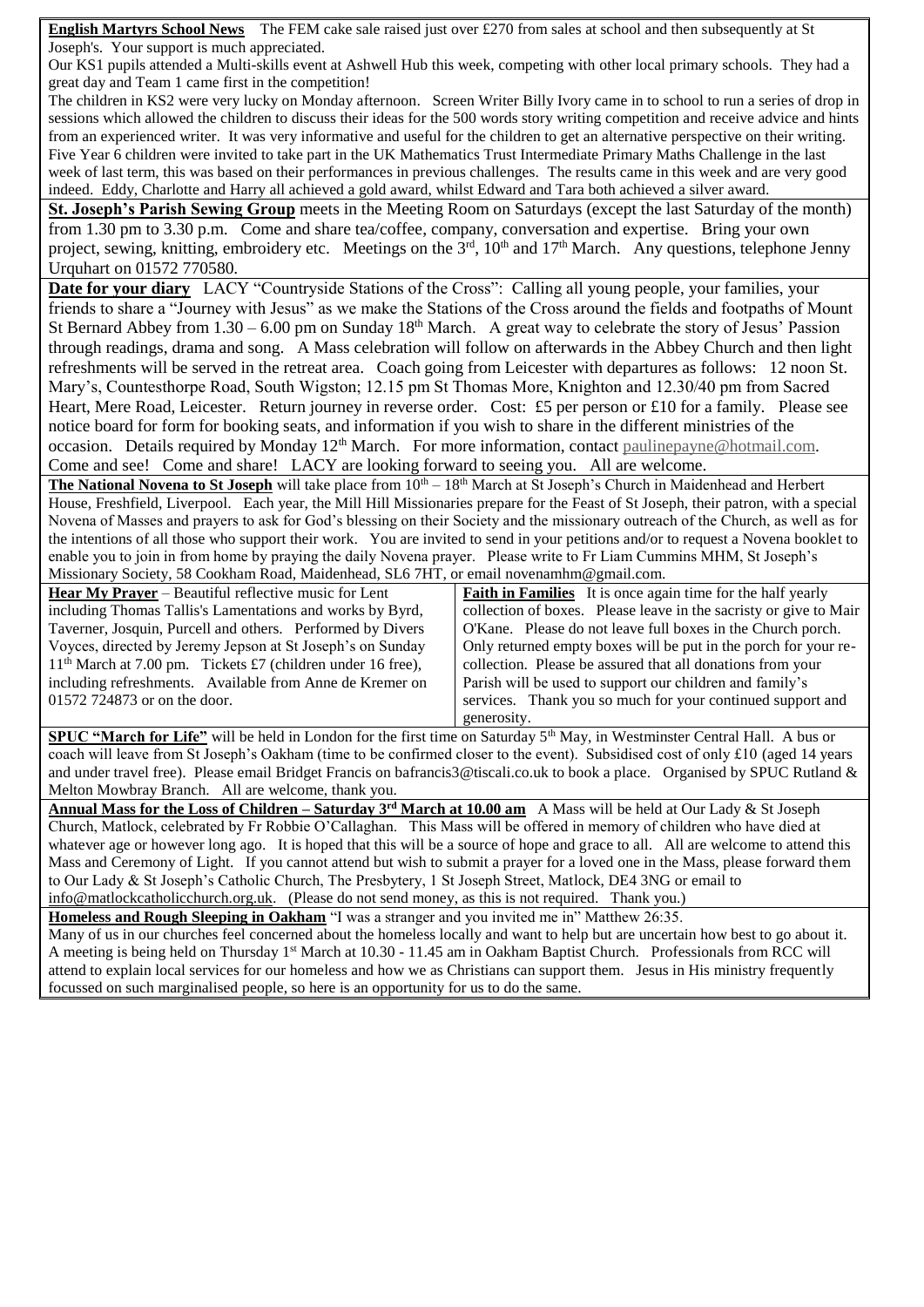**English Martyrs School News** The FEM cake sale raised just over £270 from sales at school and then subsequently at St Joseph's. Your support is much appreciated.

Our KS1 pupils attended a Multi-skills event at Ashwell Hub this week, competing with other local primary schools. They had a great day and Team 1 came first in the competition!

The children in KS2 were very lucky on Monday afternoon. Screen Writer Billy Ivory came in to school to run a series of drop in sessions which allowed the children to discuss their ideas for the 500 words story writing competition and receive advice and hints from an experienced writer. It was very informative and useful for the children to get an alternative perspective on their writing. Five Year 6 children were invited to take part in the UK Mathematics Trust Intermediate Primary Maths Challenge in the last week of last term, this was based on their performances in previous challenges. The results came in this week and are very good indeed. Eddy, Charlotte and Harry all achieved a gold award, whilst Edward and Tara both achieved a silver award.

**St. Joseph's Parish Sewing Group** meets in the Meeting Room on Saturdays (except the last Saturday of the month) from 1.30 pm to 3.30 p.m. Come and share tea/coffee, company, conversation and expertise. Bring your own project, sewing, knitting, embroidery etc. Meetings on the 3rd, 10th and 17th March. Any questions, telephone Jenny Urquhart on 01572 770580.

**Date for your diary** LACY "Countryside Stations of the Cross": Calling all young people, your families, your friends to share a "Journey with Jesus" as we make the Stations of the Cross around the fields and footpaths of Mount St Bernard Abbey from 1.30 – 6.00 pm on Sunday 18th March. A great way to celebrate the story of Jesus' Passion through readings, drama and song. A Mass celebration will follow on afterwards in the Abbey Church and then light refreshments will be served in the retreat area. Coach going from Leicester with departures as follows: 12 noon St. Mary's, Countesthorpe Road, South Wigston; 12.15 pm St Thomas More, Knighton and 12.30/40 pm from Sacred Heart, Mere Road, Leicester. Return journey in reverse order. Cost: £5 per person or £10 for a family. Please see notice board for form for booking seats, and information if you wish to share in the different ministries of the occasion. Details required by Monday 12th March. For more information, contact paulinepayne@hotmail.com. Come and see! Come and share! LACY are looking forward to seeing you. All are welcome.

**The National Novena to St Joseph** will take place from 10th – 18th March at St Joseph's Church in Maidenhead and Herbert House, Freshfield, Liverpool. Each year, the Mill Hill Missionaries prepare for the Feast of St Joseph, their patron, with a special Novena of Masses and prayers to ask for God's blessing on their Society and the missionary outreach of the Church, as well as for the intentions of all those who support their work. You are invited to send in your petitions and/or to request a Novena booklet to enable you to join in from home by praying the daily Novena prayer. Please write to Fr Liam Cummins MHM, St Joseph's Missionary Society, 58 Cookham Road, Maidenhead, SL6 7HT, or email novenamhm@gmail.com.

**Hear My Prayer** – Beautiful reflective music for Lent including Thomas Tallis's Lamentations and works by Byrd, Taverner, Josquin, Purcell and others. Performed by Divers Voyces, directed by Jeremy Jepson at St Joseph's on Sunday 11th March at 7.00 pm. Tickets £7 (children under 16 free), including refreshments. Available from Anne de Kremer on 01572 724873 or on the door.

**Faith in Families** It is once again time for the half yearly collection of boxes. Please leave in the sacristy or give to Mair O'Kane. Please do not leave full boxes in the Church porch. Only returned empty boxes will be put in the porch for your re-collection. Please be assured that all donations from your Parish will be used to support our children and family's services. Thank you so much for your continued support and generosity.

**SPUC "March for Life"** will be held in London for the first time on Saturday 5th May, in Westminster Central Hall. A bus or coach will leave from St Joseph's Oakham (time to be confirmed closer to the event). Subsidised cost of only £10 (aged 14 years and under travel free). Please email Bridget Francis on bafrancis3@tiscali.co.uk to book a place. Organised by SPUC Rutland & Melton Mowbray Branch. All are welcome, thank you.

**Annual Mass for the Loss of Children – Saturday 3rd March at 10.00 am** A Mass will be held at Our Lady & St Joseph Church, Matlock, celebrated by Fr Robbie O'Callaghan. This Mass will be offered in memory of children who have died at whatever age or however long ago. It is hoped that this will be a source of hope and grace to all. All are welcome to attend this Mass and Ceremony of Light. If you cannot attend but wish to submit a prayer for a loved one in the Mass, please forward them to Our Lady & St Joseph's Catholic Church, The Presbytery, 1 St Joseph Street, Matlock, DE4 3NG or email to info@matlockcatholicchurch.org.uk. (Please do not send money, as this is not required. Thank you.)

**Homeless and Rough Sleeping in Oakham** "I was a stranger and you invited me in" Matthew 26:35.

Many of us in our churches feel concerned about the homeless locally and want to help but are uncertain how best to go about it. A meeting is being held on Thursday 1st March at 10.30 - 11.45 am in Oakham Baptist Church. Professionals from RCC will attend to explain local services for our homeless and how we as Christians can support them. Jesus in His ministry frequently focussed on such marginalised people, so here is an opportunity for us to do the same.